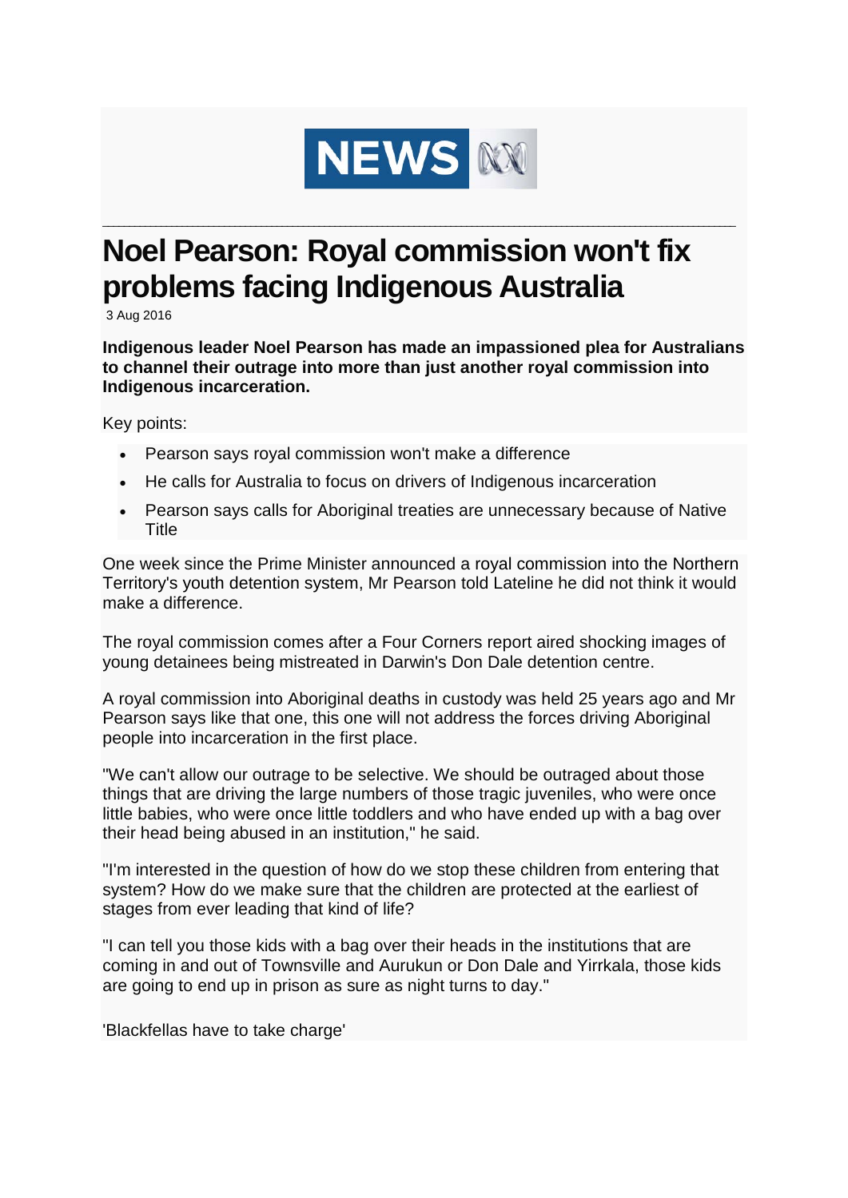# Noel Pearson: Royal commission won't fix problems facing Indigenous Australia

3 Aug 2016

**Indigenous leader Noel Pearson has made an impassioned plea for Australians to channel their outrage into more than just another royal commission into Indigenous incarceration.**

Key points:

- Pearson says royal commission won't make a difference
- He calls for Australia to focus on drivers of Indigenous incarceration
- Pearson says calls for Aboriginal treaties are unnecessary because of Native Title

One week since the Prime Minister announced a royal commission into the Northern Territory's youth detention system, Mr Pearson told Lateline he did not think it would make a difference.

The royal commission comes after a Four Corners report aired shocking images of young detainees being mistreated in Darwin's Don Dale detention centre.

A royal commission into Aboriginal deaths in custody was held 25 years ago and Mr Pearson says like that one, this one will not address the forces driving Aboriginal people into incarceration in the first place.

"We can't allow our outrage to be selective. We should be outraged about those things that are driving the large numbers of those tragic juveniles, who were once little babies, who were once little toddlers and who have ended up with a bag over their head being abused in an institution," he said.

"I'm interested in the question of how do we stop these children from entering that system? How do we make sure that the children are protected at the earliest of stages from ever leading that kind of life?

"I can tell you those kids with a bag over their heads in the institutions that are coming in and out of Townsville and Aurukun or Don Dale and Yirrkala, those kids are going to end up in prison as sure as night turns to day."

'Blackfellas have to take charge'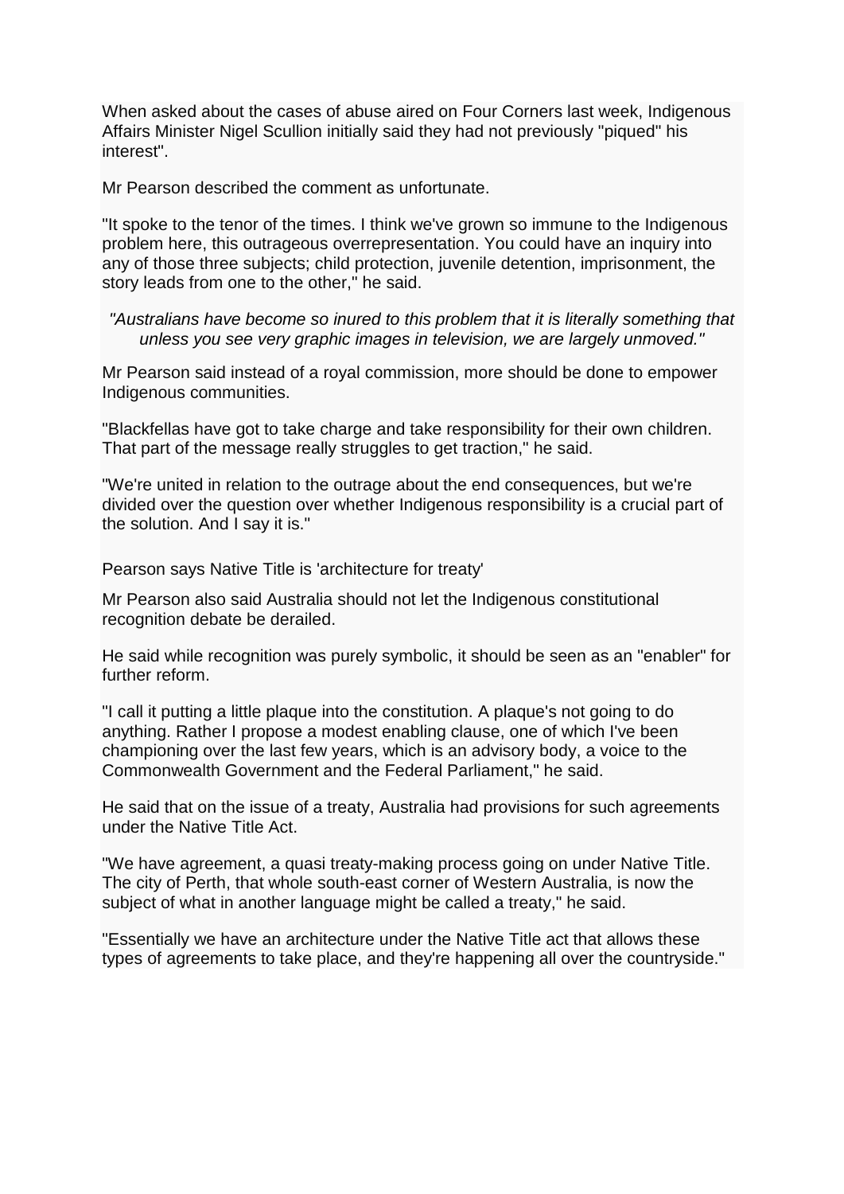When asked about the cases of abuse aired on Four Corners last week, Indigenous Affairs Minister Nigel Scullion initially said they had not previously "piqued" his interest".

Mr Pearson described the comment as unfortunate.

"It spoke to the tenor of the times. I think we've grown so immune to the Indigenous problem here, this outrageous overrepresentation. You could have an inquiry into any of those three subjects; child protection, juvenile detention, imprisonment, the story leads from one to the other," he said.

> *"Australians have become so inured to this problem that it is literally something that unless you see very graphic images in television, we are largely unmoved."*

Mr Pearson said instead of a royal commission, more should be done to empower Indigenous communities.

"Blackfellas have got to take charge and take responsibility for their own children. That part of the message really struggles to get traction," he said.

"We're united in relation to the outrage about the end consequences, but we're divided over the question over whether Indigenous responsibility is a crucial part of the solution. And I say it is."

## Pearson says Native Title is 'architecture for treaty'

Mr Pearson also said Australia should not let the Indigenous constitutional recognition debate be derailed.

He said while recognition was purely symbolic, it should be seen as an "enabler" for further reform.

"I call it putting a little plaque into the constitution. A plaque's not going to do anything. Rather I propose a modest enabling clause, one of which I've been championing over the last few years, which is an advisory body, a voice to the Commonwealth Government and the Federal Parliament," he said.

He said that on the issue of a treaty, Australia had provisions for such agreements under the Native Title Act.

"We have agreement, a quasi treaty-making process going on under Native Title. The city of Perth, that whole south-east corner of Western Australia, is now the subject of what in another language might be called a treaty," he said.

"Essentially we have an architecture under the Native Title act that allows these types of agreements to take place, and they're happening all over the countryside."